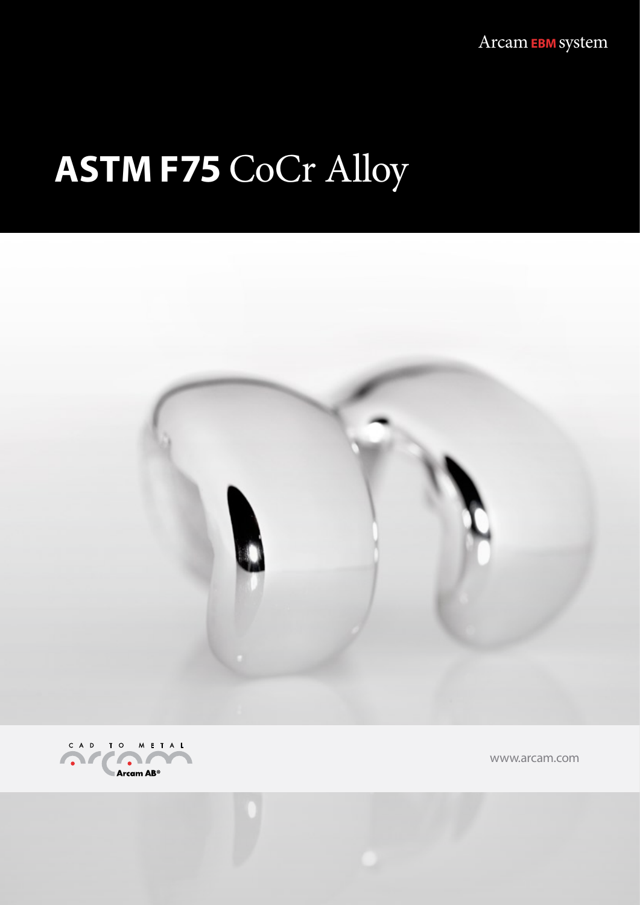Arcam EBM system

# ASTM F75 CoCr Alloy

CAD TO METAL

Arcam AB®

www.arcam.com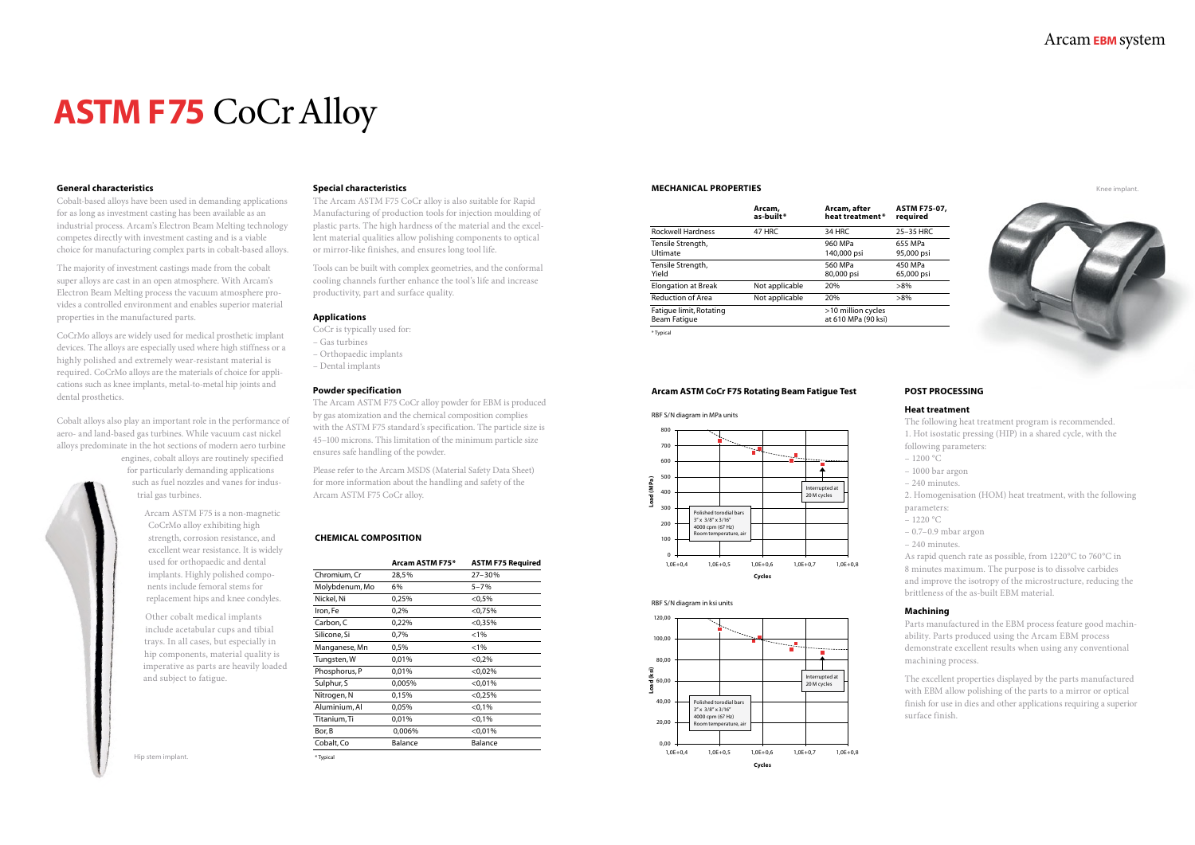# ASTM F75 CoCr Alloy

### General characteristics

Cobalt-based alloys have been used in demanding applications for as long as investment casting has been available as an industrial process. Arcam's Electron Beam Melting technology competes directly with investment casting and is a viable choice for manufacturing complex parts in cobalt-based alloys.

The majority of investment castings made from the cobalt super alloys are cast in an open atmosphere. With Arcam's Electron Beam Melting process the vacuum atmosphere provides a controlled environment and enables superior material properties in the manufactured parts.

CoCrMo alloys are widely used for medical prosthetic implant devices. The alloys are especially used where high stiffness or a highly polished and extremely wear-resistant material is required. CoCrMo alloys are the materials of choice for applications such as knee implants, metal-to-metal hip joints and dental prosthetics.

Cobalt alloys also play an important role in the performance of aero- and land-based gas turbines. While vacuum cast nickel alloys predominate in the hot sections of modern aero turbine engines, cobalt alloys are routinely specified for particularly demanding applications such as fuel nozzles and vanes for industrial gas turbines.

Arcam ASTM F75 is a non-magnetic CoCrMo alloy exhibiting high strength, corrosion resistance, and excellent wear resistance. It is widely used for orthopaedic and dental implants. Highly polished components include femoral stems for replacement hips and knee condyles.

Other cobalt medical implants include acetabular cups and tibial trays. In all cases, but especially in hip components, material quality is imperative as parts are heavily loaded and subject to fatigue.

Hip stem implant.

### Special characteristics

The Arcam ASTM F75 CoCr alloy is also suitable for Rapid Manufacturing of production tools for injection moulding of plastic parts. The high hardness of the material and the excellent material qualities allow polishing components to optical or mirror-like finishes, and ensures long tool life.

Tools can be built with complex geometries, and the conformal cooling channels further enhance the tool's life and increase productivity, part and surface quality.

### Applications

CoCr is typically used for:

- Gas turbines
- Orthopaedic implants
- Dental implants

### Powder specification

The Arcam ASTM F75 CoCr alloy powder for EBM is produced by gas atomization and the chemical composition complies with the ASTM F75 standard's specification. The particle size is 45–100 microns. This limitation of the minimum particle size ensures safe handling of the powder.

Please refer to the Arcam MSDS (Material Safety Data Sheet) for more information about the handling and safety of the Arcam ASTM F75 CoCr alloy.

### CHEMICAL COMPOSITION

| | Arcam ASTM F75* | ASTM F75 Required |
|---|---|---|
| Chromium, Cr | 28,5% | 27–30% |
| Molybdenum, Mo | 6% | 5–7% |
| Nickel, Ni | 0,25% | <0,5% |
| Iron, Fe | 0,2% | <0,75% |
| Carbon, C | 0,22% | <0,35% |
| Silicone, Si | 0,7% | <1% |
| Manganese, Mn | 0,5% | <1% |
| Tungsten, W | 0,01% | <0,2% |
| Phosphorus, P | 0,01% | <0,02% |
| Sulphur, S | 0,005% | <0,01% |
| Nitrogen, N | 0,15% | <0,25% |
| Aluminium, Al | 0,05% | <0,1% |
| Titanium, Ti | 0,01% | <0,1% |
| Bor, B | 0,006% | <0,01% |
| Cobalt, Co | Balance | Balance |

* Typical

### MECHANICAL PROPERTIES

| | Arcam, as-built* | Arcam, after heat treatment* | ASTM F75-07, required |
|---|---|---|---|
| Rockwell Hardness | 47 HRC | 34 HRC | 25–35 HRC |
| Tensile Strength, Ultimate | | 960 MPa<br>140,000 psi | 655 MPa<br>95,000 psi |
| Tensile Strength, Yield | | 560 MPa<br>80,000 psi | 450 MPa<br>65,000 psi |
| Elongation at Break | Not applicable | 20% | >8% |
| Reduction of Area | Not applicable | 20% | >8% |
| Fatigue limit, Rotating Beam Fatigue | | >10 million cycles at 610 MPa (90 ksi) | |

* Typical

Knee implant.

### Arcam ASTM CoCr F75 Rotating Beam Fatigue Test

RBF S/N diagram in MPa units

RBF S/N diagram in ksi units

### POST PROCESSING

#### Heat treatment

The following heat treatment program is recommended.

1. Hot isostatic pressing (HIP) in a shared cycle, with the following parameters:
   - 1200 °C
   - 1000 bar argon
   - 240 minutes.
2. Homogenisation (HOM) heat treatment, with the following parameters:
   - 1220 °C
   - 0.7–0.9 mbar argon
   - 240 minutes.

As rapid quench rate as possible, from 1220°C to 760°C in 8 minutes maximum. The purpose is to dissolve carbides and improve the isotropy of the microstructure, reducing the brittleness of the as-built EBM material.

#### Machining

Parts manufactured in the EBM process feature good machinability. Parts produced using the Arcam EBM process demonstrate excellent results when using any conventional machining process.

The excellent properties displayed by the parts manufactured with EBM allow polishing of the parts to a mirror or optical finish for use in dies and other applications requiring a superior surface finish.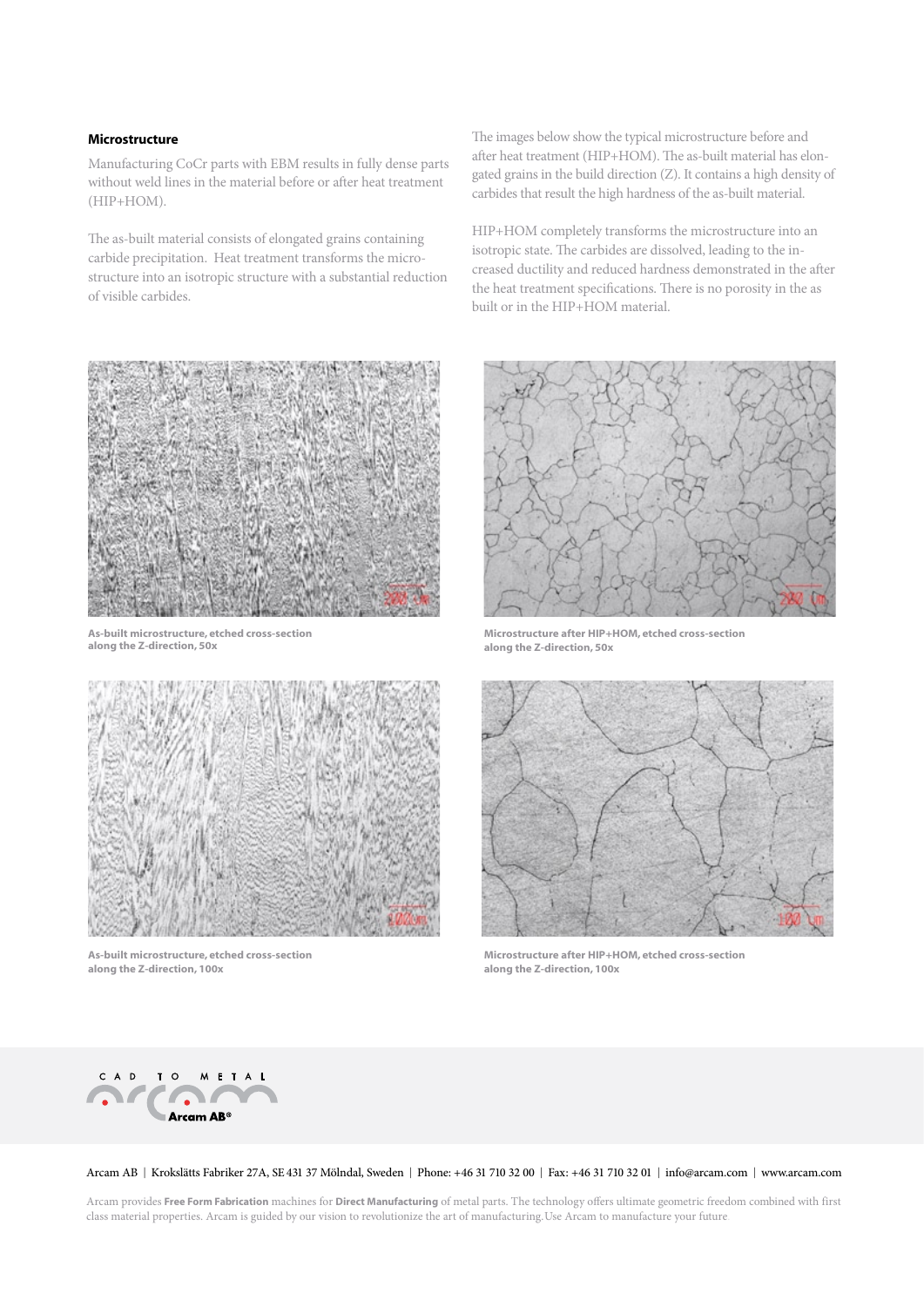## Microstructure

Manufacturing CoCr parts with EBM results in fully dense parts without weld lines in the material before or after heat treatment (HIP+HOM).

The as-built material consists of elongated grains containing carbide precipitation. Heat treatment transforms the microstructure into an isotropic structure with a substantial reduction of visible carbides.

The images below show the typical microstructure before and after heat treatment (HIP+HOM). The as-built material has elongated grains in the build direction (Z). It contains a high density of carbides that result the high hardness of the as-built material.

HIP+HOM completely transforms the microstructure into an isotropic state. The carbides are dissolved, leading to the increased ductility and reduced hardness demonstrated in the after the heat treatment specifications. There is no porosity in the as built or in the HIP+HOM material.

**As-built microstructure, etched cross-section along the Z-direction, 50x**

**Microstructure after HIP+HOM, etched cross-section along the Z-direction, 50x**

**As-built microstructure, etched cross-section along the Z-direction, 100x**

**Microstructure after HIP+HOM, etched cross-section along the Z-direction, 100x**

CAD TO METAL

Arcam AB®

Arcam AB | Krokslätts Fabriker 27A, SE 431 37 Mölndal, Sweden | Phone: +46 31 710 32 00 | Fax: +46 31 710 32 01 | info@arcam.com | www.arcam.com

Arcam provides **Free Form Fabrication** machines for **Direct Manufacturing** of metal parts. The technology offers ultimate geometric freedom combined with first class material properties. Arcam is guided by our vision to revolutionize the art of manufacturing. Use Arcam to manufacture your future